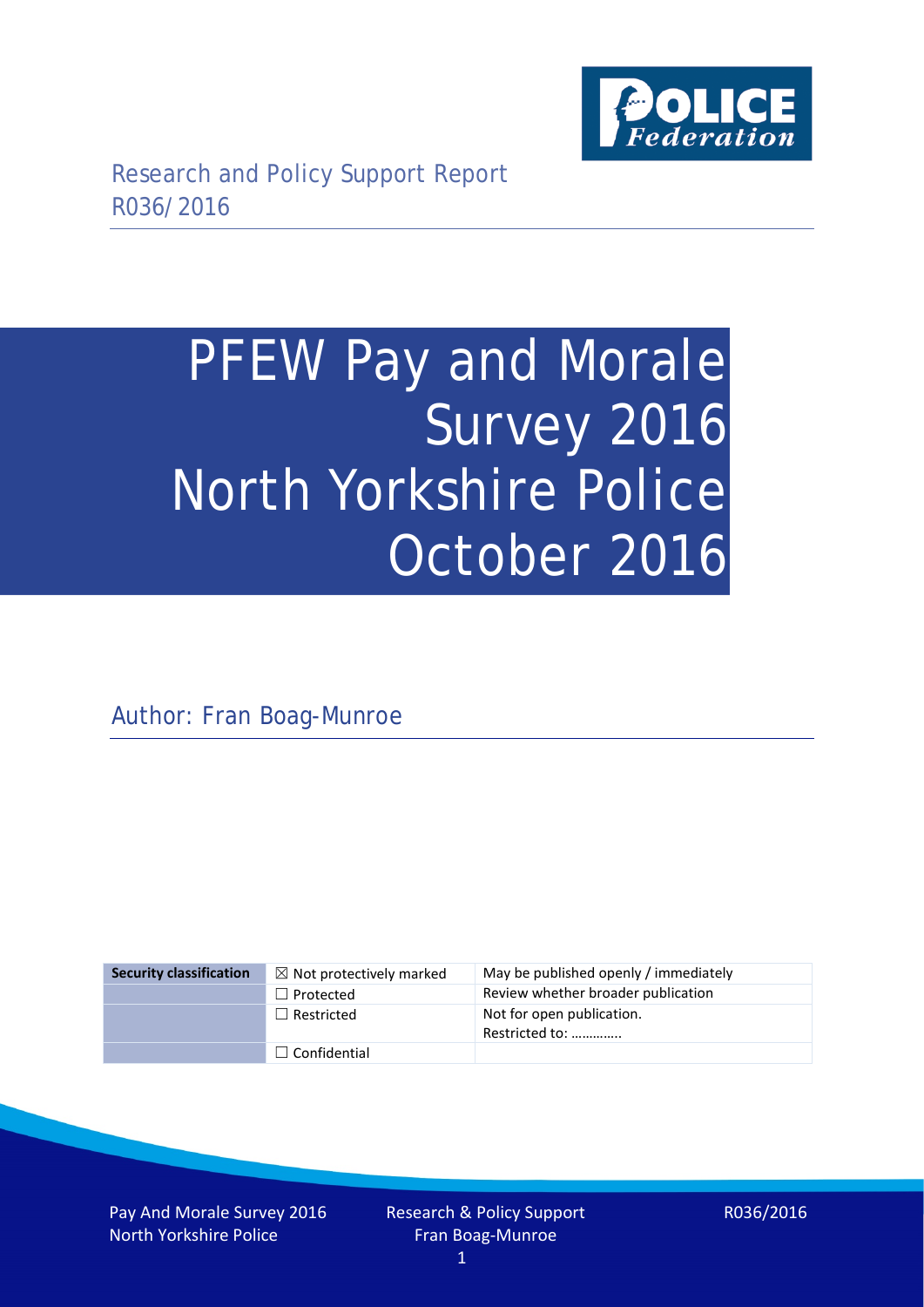Research and Policy Support Report
R036/2016

# PFEW Pay and Morale Survey 2016 North Yorkshire Police October 2016

Author: Fran Boag-Munroe

| Security classification | ☒ Not protectively marked | May be published openly / immediately |
|---|---|---|
| | ☐ Protected | Review whether broader publication |
| | ☐ Restricted | Not for open publication. Restricted to: ………….. |
| | ☐ Confidential | |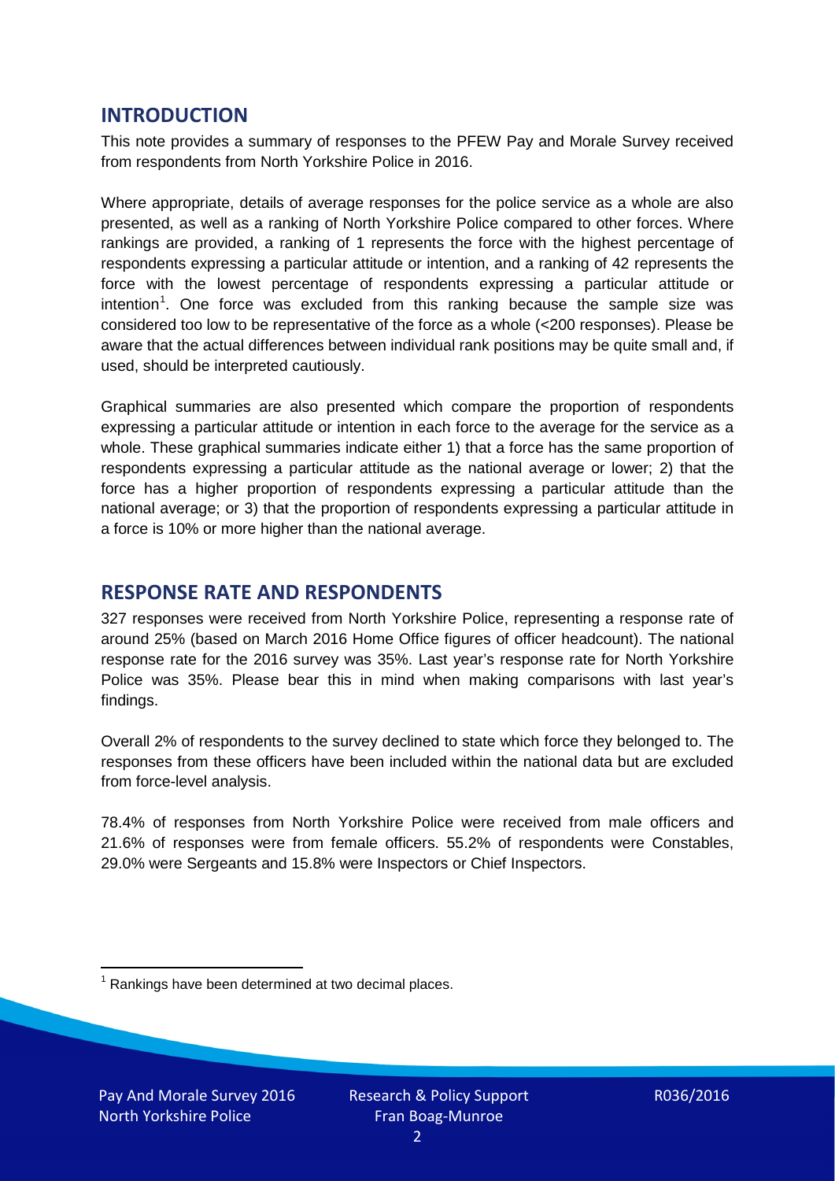## INTRODUCTION

This note provides a summary of responses to the PFEW Pay and Morale Survey received from respondents from North Yorkshire Police in 2016.

Where appropriate, details of average responses for the police service as a whole are also presented, as well as a ranking of North Yorkshire Police compared to other forces. Where rankings are provided, a ranking of 1 represents the force with the highest percentage of respondents expressing a particular attitude or intention, and a ranking of 42 represents the force with the lowest percentage of respondents expressing a particular attitude or intention[1]. One force was excluded from this ranking because the sample size was considered too low to be representative of the force as a whole (<200 responses). Please be aware that the actual differences between individual rank positions may be quite small and, if used, should be interpreted cautiously.

Graphical summaries are also presented which compare the proportion of respondents expressing a particular attitude or intention in each force to the average for the service as a whole. These graphical summaries indicate either 1) that a force has the same proportion of respondents expressing a particular attitude as the national average or lower; 2) that the force has a higher proportion of respondents expressing a particular attitude than the national average; or 3) that the proportion of respondents expressing a particular attitude in a force is 10% or more higher than the national average.

## RESPONSE RATE AND RESPONDENTS

327 responses were received from North Yorkshire Police, representing a response rate of around 25% (based on March 2016 Home Office figures of officer headcount). The national response rate for the 2016 survey was 35%. Last year's response rate for North Yorkshire Police was 35%. Please bear this in mind when making comparisons with last year's findings.

Overall 2% of respondents to the survey declined to state which force they belonged to. The responses from these officers have been included within the national data but are excluded from force-level analysis.

78.4% of responses from North Yorkshire Police were received from male officers and 21.6% of responses were from female officers. 55.2% of respondents were Constables, 29.0% were Sergeants and 15.8% were Inspectors or Chief Inspectors.

[1] Rankings have been determined at two decimal places.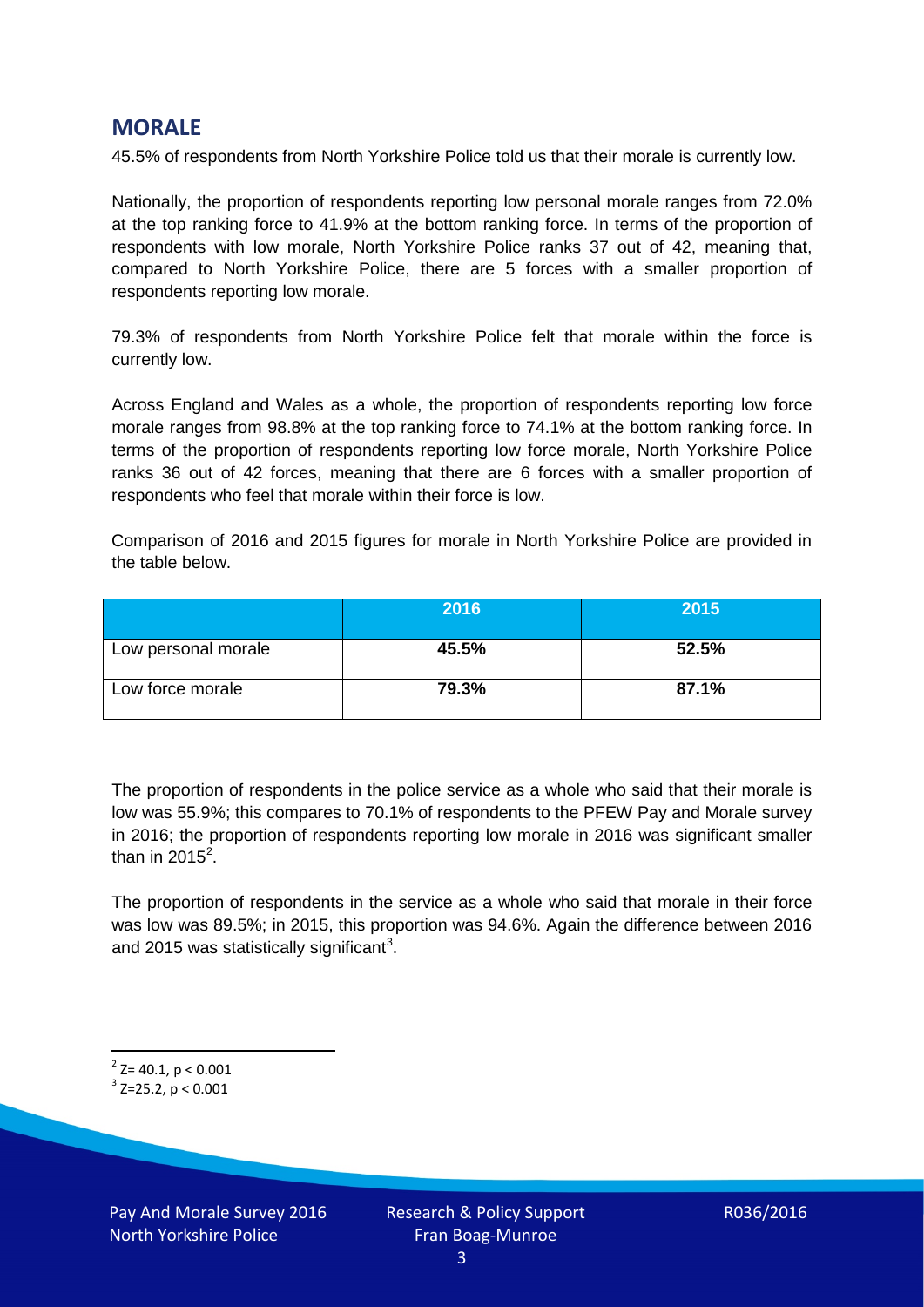## MORALE

45.5% of respondents from North Yorkshire Police told us that their morale is currently low.

Nationally, the proportion of respondents reporting low personal morale ranges from 72.0% at the top ranking force to 41.9% at the bottom ranking force. In terms of the proportion of respondents with low morale, North Yorkshire Police ranks 37 out of 42, meaning that, compared to North Yorkshire Police, there are 5 forces with a smaller proportion of respondents reporting low morale.

79.3% of respondents from North Yorkshire Police felt that morale within the force is currently low.

Across England and Wales as a whole, the proportion of respondents reporting low force morale ranges from 98.8% at the top ranking force to 74.1% at the bottom ranking force. In terms of the proportion of respondents reporting low force morale, North Yorkshire Police ranks 36 out of 42 forces, meaning that there are 6 forces with a smaller proportion of respondents who feel that morale within their force is low.

Comparison of 2016 and 2015 figures for morale in North Yorkshire Police are provided in the table below.

| | 2016 | 2015 |
|---|---|---|
| Low personal morale | **45.5%** | **52.5%** |
| Low force morale | **79.3%** | **87.1%** |

The proportion of respondents in the police service as a whole who said that their morale is low was 55.9%; this compares to 70.1% of respondents to the PFEW Pay and Morale survey in 2016; the proportion of respondents reporting low morale in 2016 was significant smaller than in 2015[2].

The proportion of respondents in the service as a whole who said that morale in their force was low was 89.5%; in 2015, this proportion was 94.6%. Again the difference between 2016 and 2015 was statistically significant[3].

[2] $Z = 40.1$, $p < 0.001$

[3] $Z = 25.2$, $p < 0.001$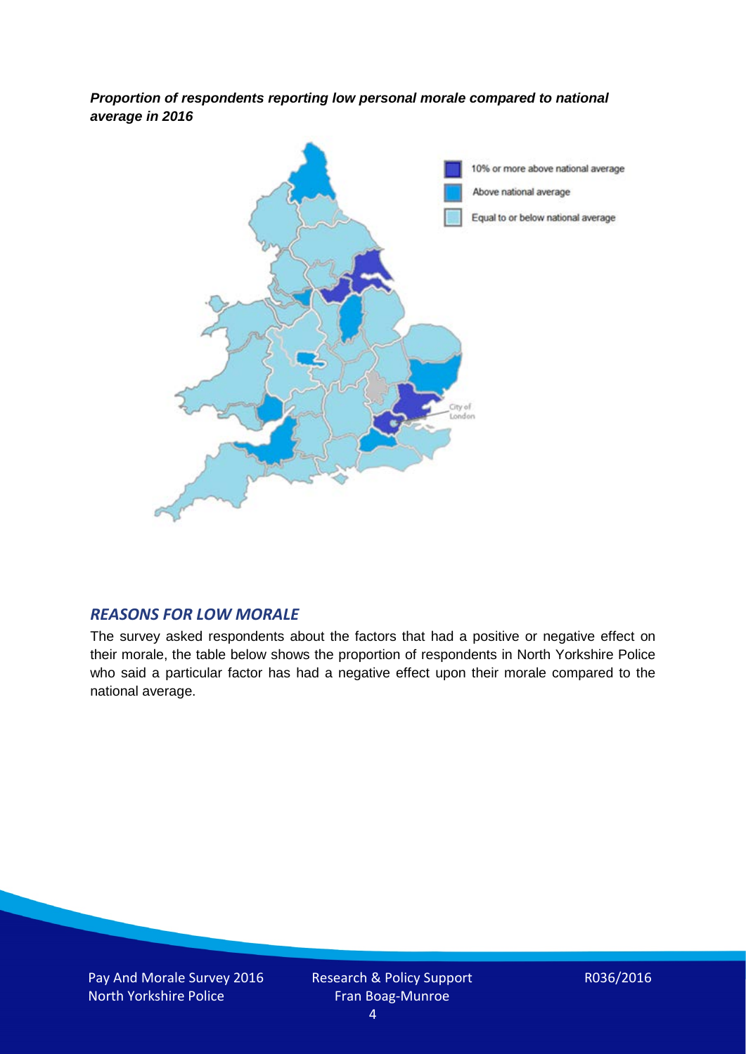***Proportion of respondents reporting low personal morale compared to national average in 2016***

10% or more above national average

Above national average

Equal to or below national average

City of London

## *REASONS FOR LOW MORALE*

The survey asked respondents about the factors that had a positive or negative effect on their morale, the table below shows the proportion of respondents in North Yorkshire Police who said a particular factor has had a negative effect upon their morale compared to the national average.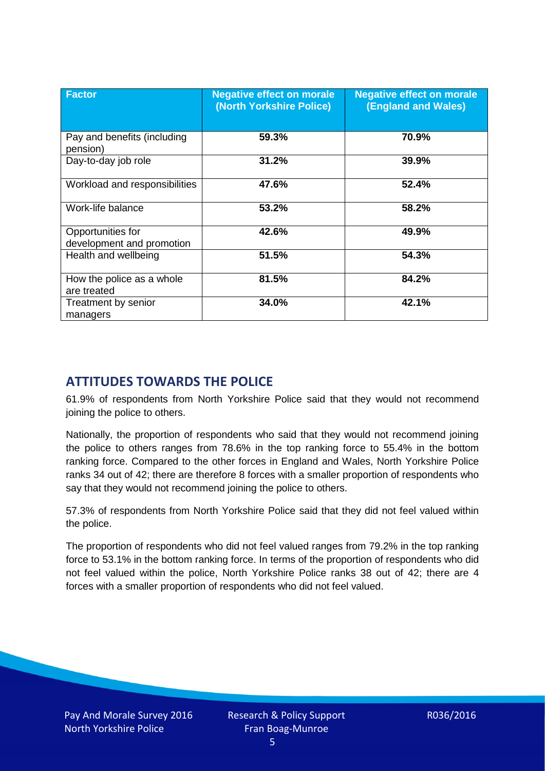| Factor | Negative effect on morale (North Yorkshire Police) | Negative effect on morale (England and Wales) |
|---|---|---|
| Pay and benefits (including pension) | 59.3% | 70.9% |
| Day-to-day job role | 31.2% | 39.9% |
| Workload and responsibilities | 47.6% | 52.4% |
| Work-life balance | 53.2% | 58.2% |
| Opportunities for development and promotion | 42.6% | 49.9% |
| Health and wellbeing | 51.5% | 54.3% |
| How the police as a whole are treated | 81.5% | 84.2% |
| Treatment by senior managers | 34.0% | 42.1% |

## ATTITUDES TOWARDS THE POLICE

61.9% of respondents from North Yorkshire Police said that they would not recommend joining the police to others.

Nationally, the proportion of respondents who said that they would not recommend joining the police to others ranges from 78.6% in the top ranking force to 55.4% in the bottom ranking force. Compared to the other forces in England and Wales, North Yorkshire Police ranks 34 out of 42; there are therefore 8 forces with a smaller proportion of respondents who say that they would not recommend joining the police to others.

57.3% of respondents from North Yorkshire Police said that they did not feel valued within the police.

The proportion of respondents who did not feel valued ranges from 79.2% in the top ranking force to 53.1% in the bottom ranking force. In terms of the proportion of respondents who did not feel valued within the police, North Yorkshire Police ranks 38 out of 42; there are 4 forces with a smaller proportion of respondents who did not feel valued.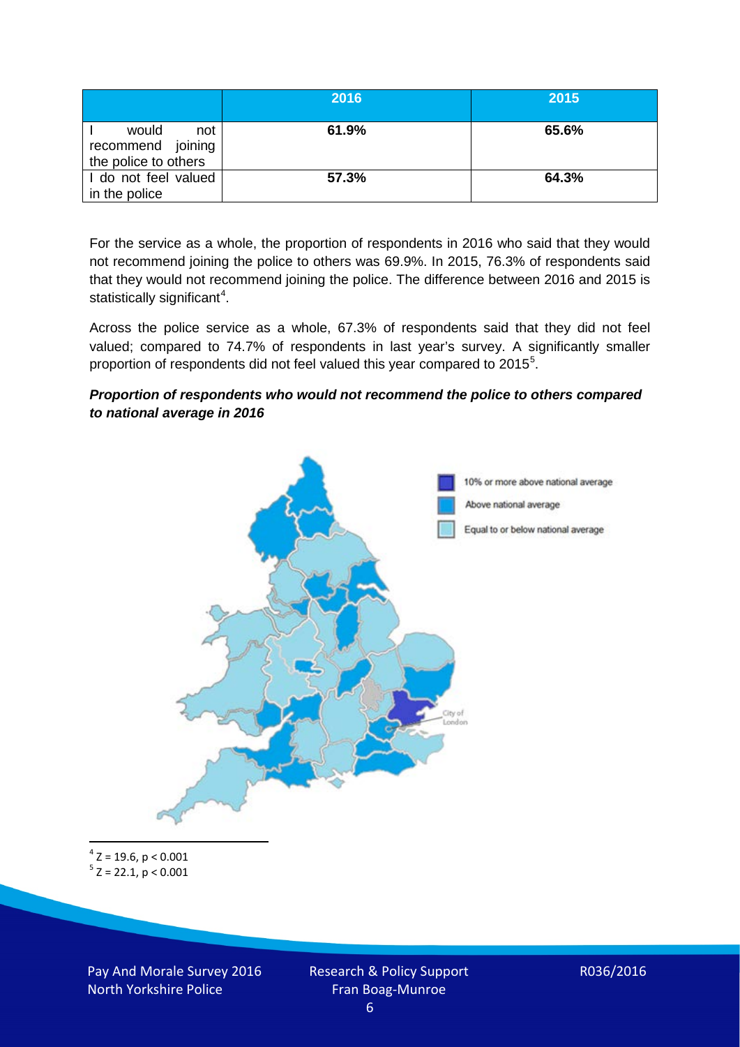| | 2016 | 2015 |
|---|---|---|
| I would not recommend joining the police to others | **61.9%** | **65.6%** |
| I do not feel valued in the police | **57.3%** | **64.3%** |

For the service as a whole, the proportion of respondents in 2016 who said that they would not recommend joining the police to others was 69.9%. In 2015, 76.3% of respondents said that they would not recommend joining the police. The difference between 2016 and 2015 is statistically significant[4].

Across the police service as a whole, 67.3% of respondents said that they did not feel valued; compared to 74.7% of respondents in last year's survey. A significantly smaller proportion of respondents did not feel valued this year compared to 2015[5].

***Proportion of respondents who would not recommend the police to others compared to national average in 2016***

10% or more above national average

Above national average

Equal to or below national average

City of London

[4] $Z = 19.6$, $p < 0.001$

[5] $Z = 22.1$, $p < 0.001$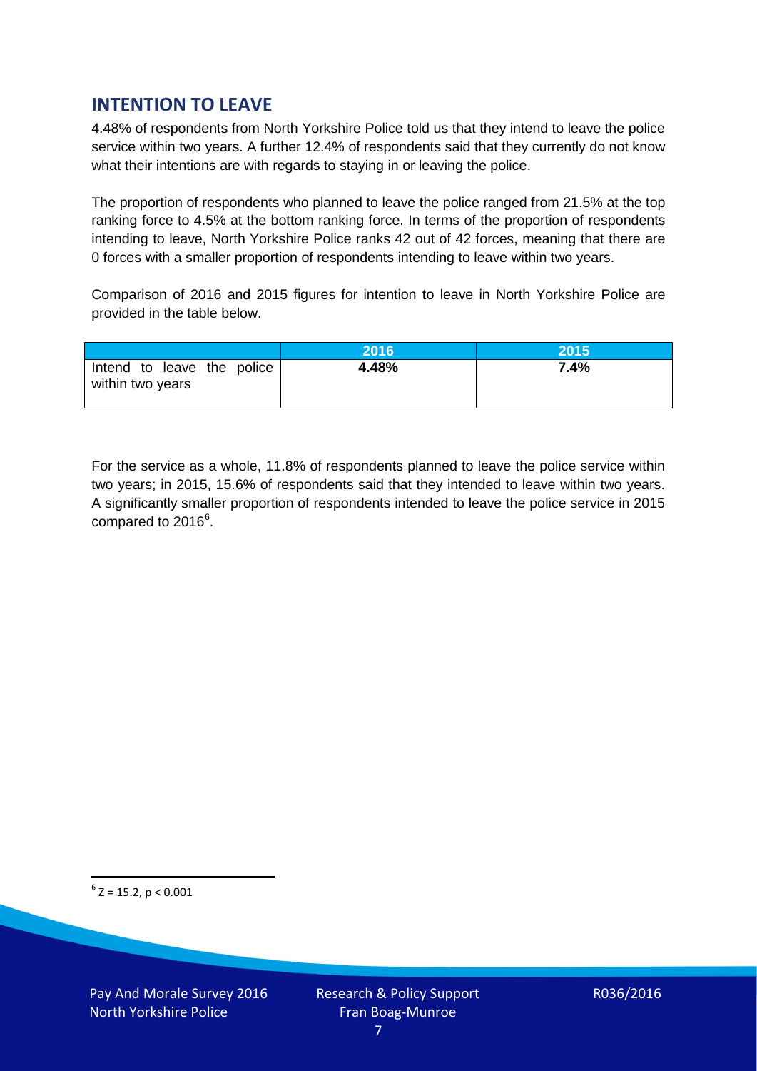## INTENTION TO LEAVE

4.48% of respondents from North Yorkshire Police told us that they intend to leave the police service within two years. A further 12.4% of respondents said that they currently do not know what their intentions are with regards to staying in or leaving the police.

The proportion of respondents who planned to leave the police ranged from 21.5% at the top ranking force to 4.5% at the bottom ranking force. In terms of the proportion of respondents intending to leave, North Yorkshire Police ranks 42 out of 42 forces, meaning that there are 0 forces with a smaller proportion of respondents intending to leave within two years.

Comparison of 2016 and 2015 figures for intention to leave in North Yorkshire Police are provided in the table below.

| | 2016 | 2015 |
|---|---|---|
| Intend to leave the police within two years | **4.48%** | **7.4%** |

For the service as a whole, 11.8% of respondents planned to leave the police service within two years; in 2015, 15.6% of respondents said that they intended to leave within two years. A significantly smaller proportion of respondents intended to leave the police service in 2015 compared to 2016[6].

[6] $Z = 15.2$, $p < 0.001$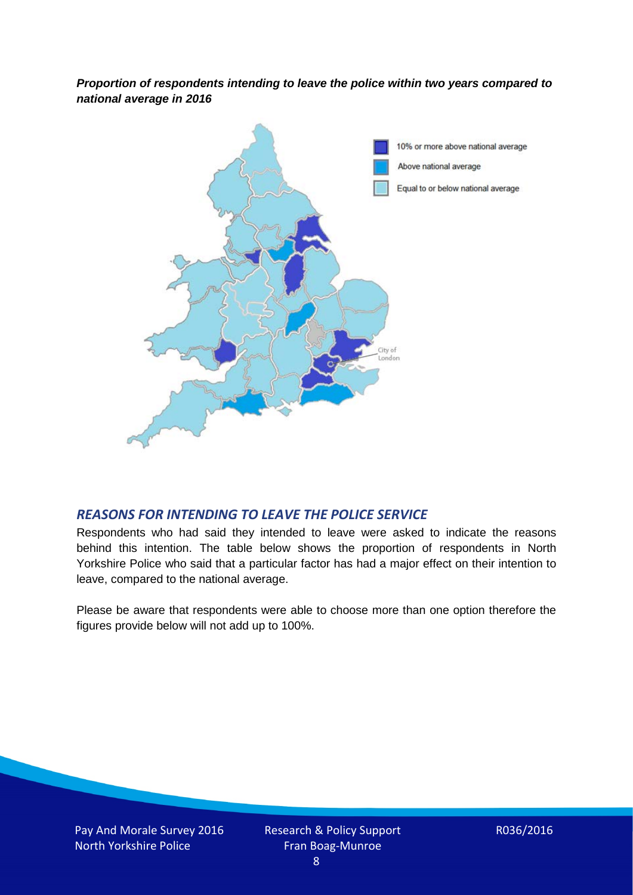***Proportion of respondents intending to leave the police within two years compared to national average in 2016***

## *REASONS FOR INTENDING TO LEAVE THE POLICE SERVICE*

Respondents who had said they intended to leave were asked to indicate the reasons behind this intention. The table below shows the proportion of respondents in North Yorkshire Police who said that a particular factor has had a major effect on their intention to leave, compared to the national average.

Please be aware that respondents were able to choose more than one option therefore the figures provide below will not add up to 100%.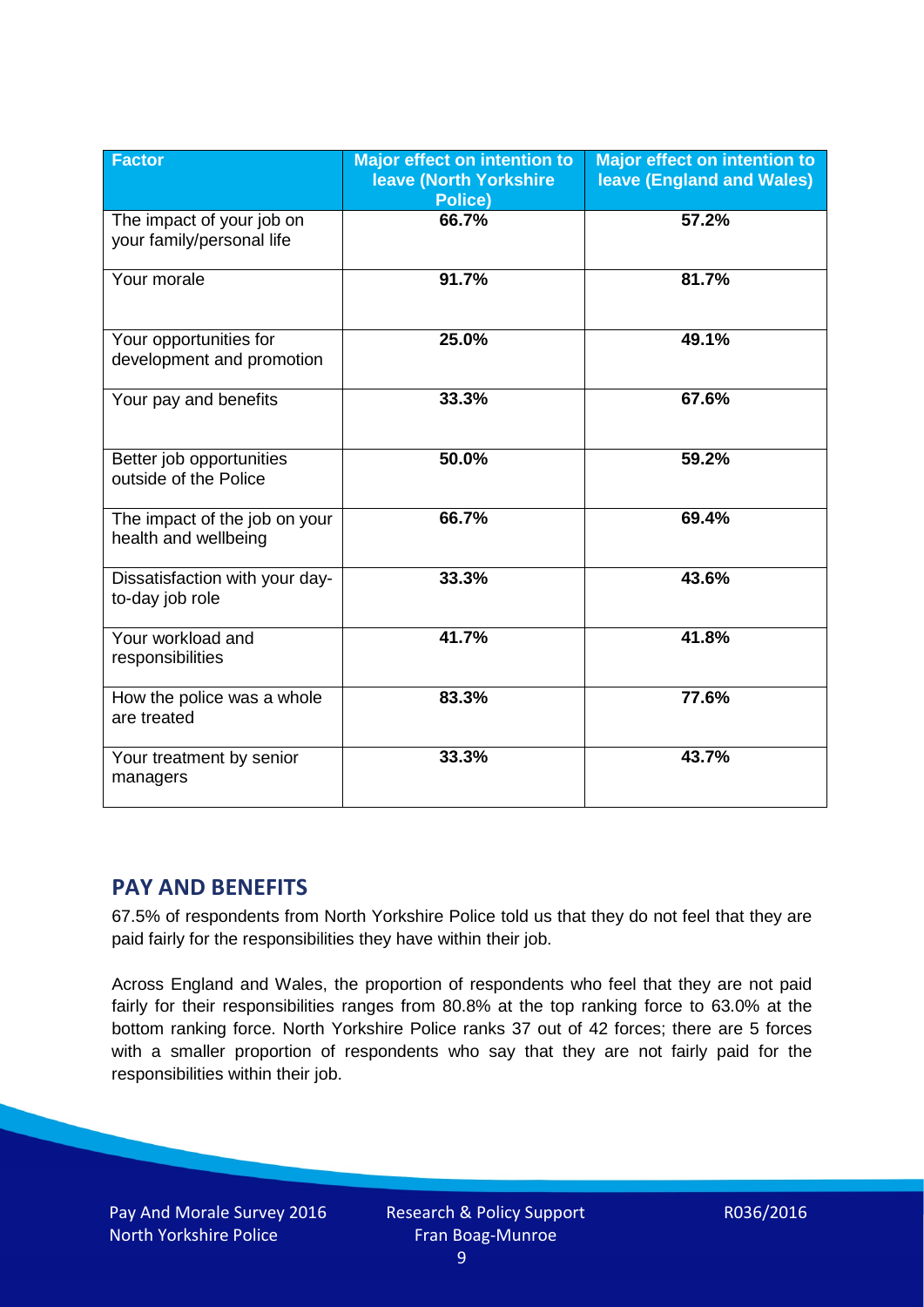| Factor | Major effect on intention to leave (North Yorkshire Police) | Major effect on intention to leave (England and Wales) |
|---|---|---|
| The impact of your job on your family/personal life | 66.7% | 57.2% |
| Your morale | 91.7% | 81.7% |
| Your opportunities for development and promotion | 25.0% | 49.1% |
| Your pay and benefits | 33.3% | 67.6% |
| Better job opportunities outside of the Police | 50.0% | 59.2% |
| The impact of the job on your health and wellbeing | 66.7% | 69.4% |
| Dissatisfaction with your day-to-day job role | 33.3% | 43.6% |
| Your workload and responsibilities | 41.7% | 41.8% |
| How the police was a whole are treated | 83.3% | 77.6% |
| Your treatment by senior managers | 33.3% | 43.7% |

## PAY AND BENEFITS

67.5% of respondents from North Yorkshire Police told us that they do not feel that they are paid fairly for the responsibilities they have within their job.

Across England and Wales, the proportion of respondents who feel that they are not paid fairly for their responsibilities ranges from 80.8% at the top ranking force to 63.0% at the bottom ranking force. North Yorkshire Police ranks 37 out of 42 forces; there are 5 forces with a smaller proportion of respondents who say that they are not fairly paid for the responsibilities within their job.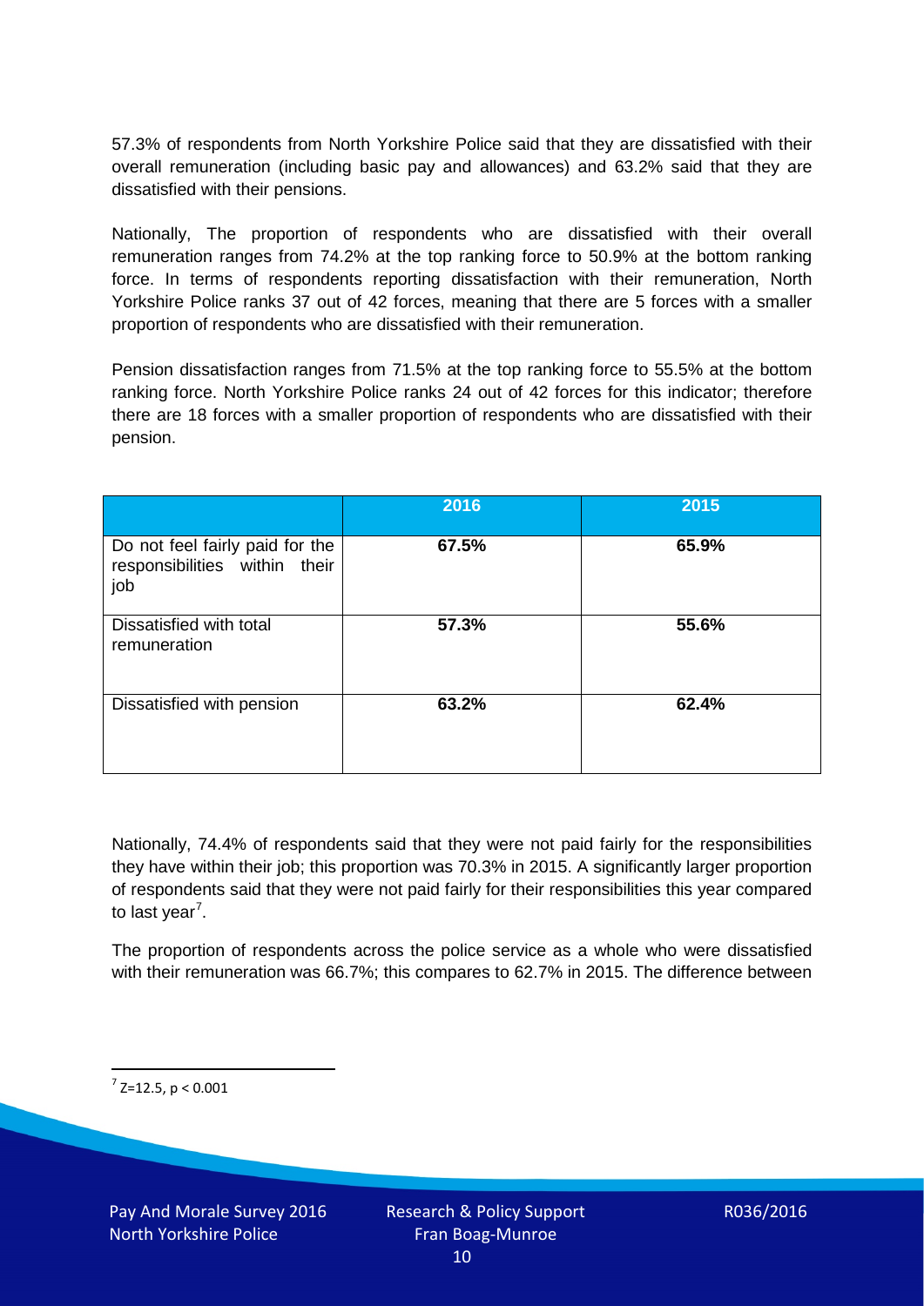57.3% of respondents from North Yorkshire Police said that they are dissatisfied with their overall remuneration (including basic pay and allowances) and 63.2% said that they are dissatisfied with their pensions.

Nationally, The proportion of respondents who are dissatisfied with their overall remuneration ranges from 74.2% at the top ranking force to 50.9% at the bottom ranking force. In terms of respondents reporting dissatisfaction with their remuneration, North Yorkshire Police ranks 37 out of 42 forces, meaning that there are 5 forces with a smaller proportion of respondents who are dissatisfied with their remuneration.

Pension dissatisfaction ranges from 71.5% at the top ranking force to 55.5% at the bottom ranking force. North Yorkshire Police ranks 24 out of 42 forces for this indicator; therefore there are 18 forces with a smaller proportion of respondents who are dissatisfied with their pension.

| | 2016 | 2015 |
|---|---|---|
| Do not feel fairly paid for the responsibilities within their job | **67.5%** | **65.9%** |
| Dissatisfied with total remuneration | **57.3%** | **55.6%** |
| Dissatisfied with pension | **63.2%** | **62.4%** |

Nationally, 74.4% of respondents said that they were not paid fairly for the responsibilities they have within their job; this proportion was 70.3% in 2015. A significantly larger proportion of respondents said that they were not paid fairly for their responsibilities this year compared to last year[7].

The proportion of respondents across the police service as a whole who were dissatisfied with their remuneration was 66.7%; this compares to 62.7% in 2015. The difference between

[7] $Z=12.5$, $p < 0.001$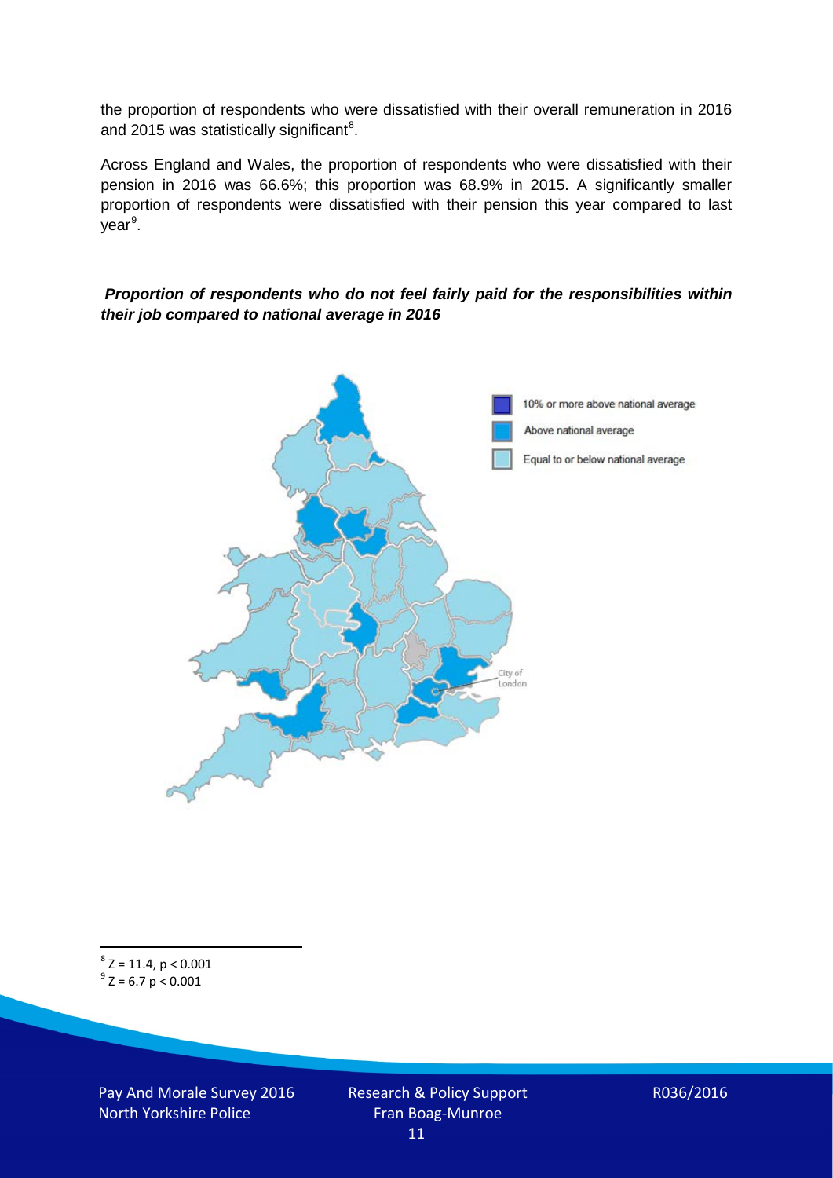the proportion of respondents who were dissatisfied with their overall remuneration in 2016 and 2015 was statistically significant[8].

Across England and Wales, the proportion of respondents who were dissatisfied with their pension in 2016 was 66.6%; this proportion was 68.9% in 2015. A significantly smaller proportion of respondents were dissatisfied with their pension this year compared to last year[9].

***Proportion of respondents who do not feel fairly paid for the responsibilities within their job compared to national average in 2016***

10% or more above national average

Above national average

Equal to or below national average

City of London

[8] $Z = 11.4$, $p < 0.001$

[9] $Z = 6.7$ $p < 0.001$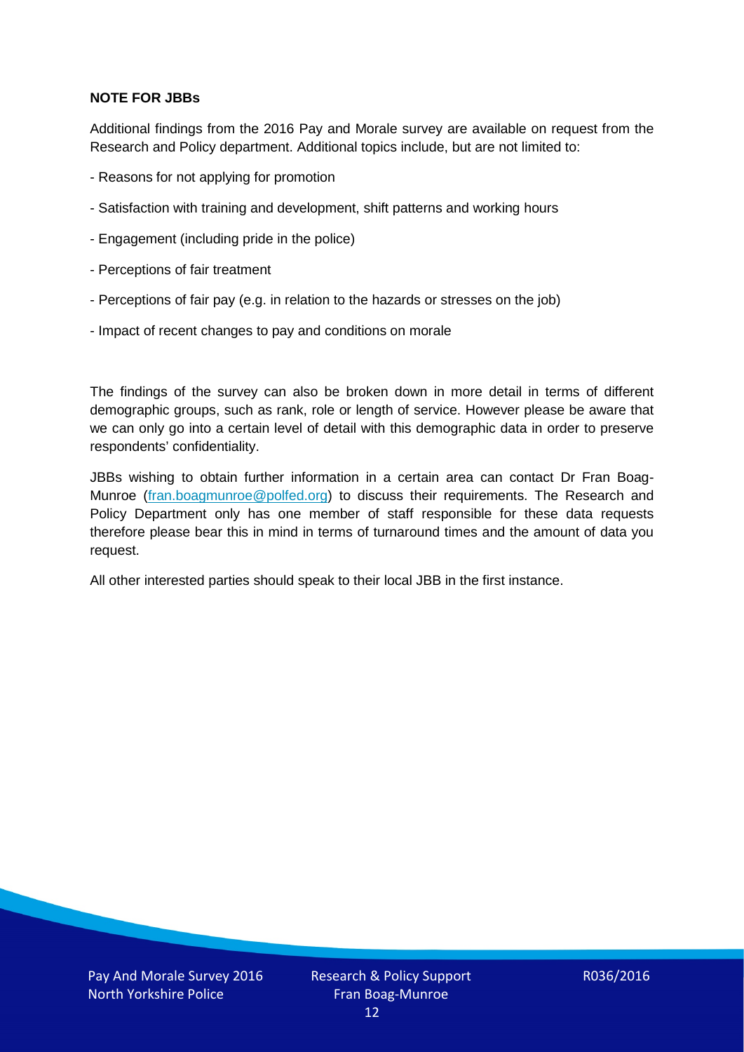**NOTE FOR JBBs**

Additional findings from the 2016 Pay and Morale survey are available on request from the Research and Policy department. Additional topics include, but are not limited to:

- Reasons for not applying for promotion
- Satisfaction with training and development, shift patterns and working hours
- Engagement (including pride in the police)
- Perceptions of fair treatment
- Perceptions of fair pay (e.g. in relation to the hazards or stresses on the job)
- Impact of recent changes to pay and conditions on morale

The findings of the survey can also be broken down in more detail in terms of different demographic groups, such as rank, role or length of service. However please be aware that we can only go into a certain level of detail with this demographic data in order to preserve respondents' confidentiality.

JBBs wishing to obtain further information in a certain area can contact Dr Fran Boag-Munroe (fran.boagmunroe@polfed.org) to discuss their requirements. The Research and Policy Department only has one member of staff responsible for these data requests therefore please bear this in mind in terms of turnaround times and the amount of data you request.

All other interested parties should speak to their local JBB in the first instance.